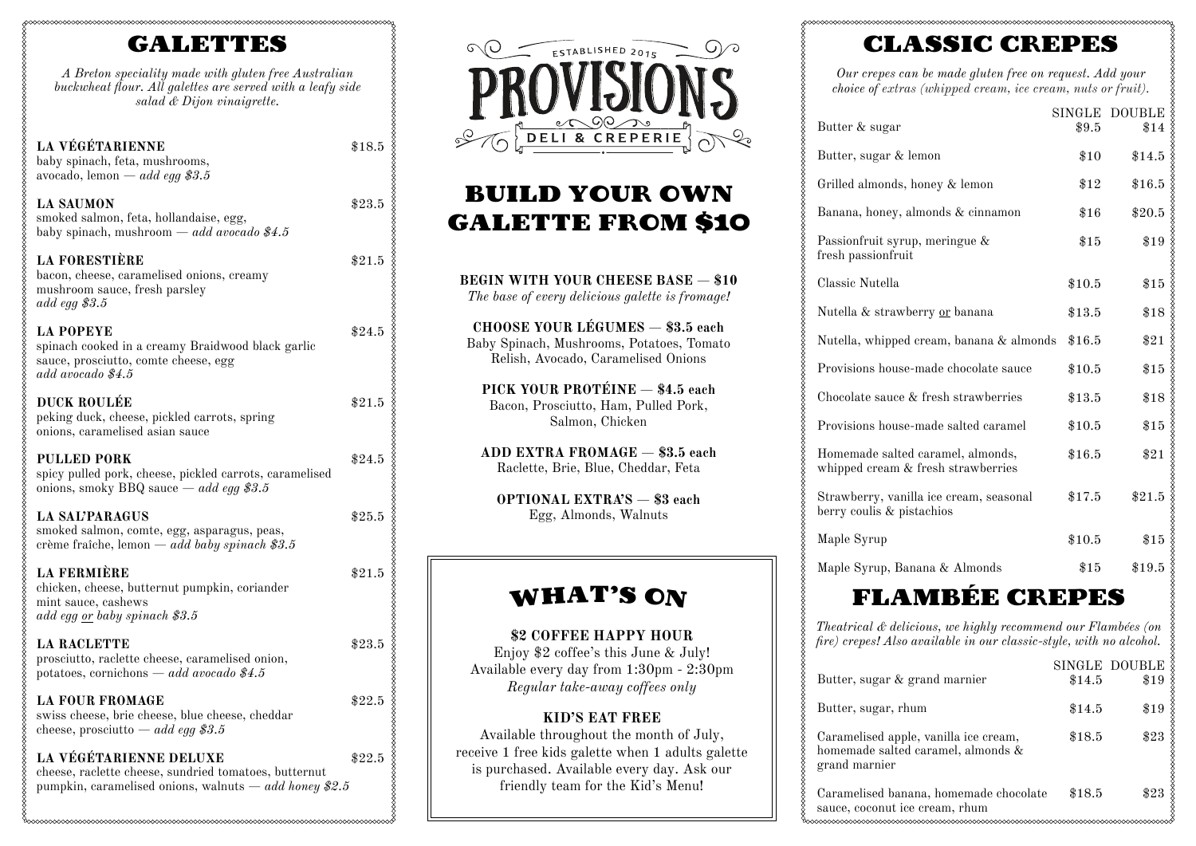# GALETTES

*A Breton speciality made with gluten free Australian buckwheat flour. All galettes are served with a leafy side salad & Dijon vinaigrette.*

**LA VÉGÉTARIENNE** — $18.5
baby spinach, feta, mushrooms, avocado, lemon — *add egg $3.5*

**LA SAUMON** — $23.5
smoked salmon, feta, hollandaise, egg, baby spinach, mushroom — *add avocado $4.5*

**LA FORESTIÈRE** — $21.5
bacon, cheese, caramelised onions, creamy mushroom sauce, fresh parsley
*add egg $3.5*

**LA POPEYE** — $24.5
spinach cooked in a creamy Braidwood black garlic sauce, prosciutto, comte cheese, egg
*add avocado $4.5*

**DUCK ROULÉE** — $21.5
peking duck, cheese, pickled carrots, spring onions, caramelised asian sauce

**PULLED PORK** — $24.5
spicy pulled pork, cheese, pickled carrots, caramelised onions, smoky BBQ sauce — *add egg $3.5*

**LA SAL'PARAGUS** — $25.5
smoked salmon, comte, egg, asparagus, peas, crème fraîche, lemon — *add baby spinach $3.5*

**LA FERMIÈRE** — $21.5
chicken, cheese, butternut pumpkin, coriander mint sauce, cashews
*add egg or baby spinach $3.5*

**LA RACLETTE** — $23.5
prosciutto, raclette cheese, caramelised onion, potatoes, cornichons — *add avocado $4.5*

**LA FOUR FROMAGE** — $22.5
swiss cheese, brie cheese, blue cheese, cheddar cheese, prosciutto — *add egg $3.5*

**LA VÉGÉTARIENNE DELUXE** — $22.5
cheese, raclette cheese, sundried tomatoes, butternut pumpkin, caramelised onions, walnuts — *add honey $2.5*

ESTABLISHED 2015

# PROVISIONS

DELI & CREPERIE

# BUILD YOUR OWN GALETTE FROM $10

**BEGIN WITH YOUR CHEESE BASE — $10**
*The base of every delicious galette is fromage!*

**CHOOSE YOUR LÉGUMES — $3.5 each**
Baby Spinach, Mushrooms, Potatoes, Tomato Relish, Avocado, Caramelised Onions

**PICK YOUR PROTÉINE — $4.5 each**
Bacon, Prosciutto, Ham, Pulled Pork, Salmon, Chicken

**ADD EXTRA FROMAGE — $3.5 each**
Raclette, Brie, Blue, Cheddar, Feta

**OPTIONAL EXTRA'S — $3 each**
Egg, Almonds, Walnuts

# WHAT'S ON

**$2 COFFEE HAPPY HOUR**
Enjoy $2 coffee's this June & July!
Available every day from 1:30pm - 2:30pm
*Regular take-away coffees only*

**KID'S EAT FREE**
Available throughout the month of July, receive 1 free kids galette when 1 adults galette is purchased. Available every day. Ask our friendly team for the Kid's Menu!

# CLASSIC CREPES

*Our crepes can be made gluten free on request. Add your choice of extras (whipped cream, ice cream, nuts or fruit).*

| | SINGLE | DOUBLE |
|---|---|---|
| Butter & sugar | $9.5 | $14 |
| Butter, sugar & lemon | $10 | $14.5 |
| Grilled almonds, honey & lemon | $12 | $16.5 |
| Banana, honey, almonds & cinnamon | $16 | $20.5 |
| Passionfruit syrup, meringue & fresh passionfruit | $15 | $19 |
| Classic Nutella | $10.5 | $15 |
| Nutella & strawberry or banana | $13.5 | $18 |
| Nutella, whipped cream, banana & almonds | $16.5 | $21 |
| Provisions house-made chocolate sauce | $10.5 | $15 |
| Chocolate sauce & fresh strawberries | $13.5 | $18 |
| Provisions house-made salted caramel | $10.5 | $15 |
| Homemade salted caramel, almonds, whipped cream & fresh strawberries | $16.5 | $21 |
| Strawberry, vanilla ice cream, seasonal berry coulis & pistachios | $17.5 | $21.5 |
| Maple Syrup | $10.5 | $15 |
| Maple Syrup, Banana & Almonds | $15 | $19.5 |

# FLAMBÉE CREPES

*Theatrical & delicious, we highly recommend our Flambées (on fire) crepes! Also available in our classic-style, with no alcohol.*

| | SINGLE | DOUBLE |
|---|---|---|
| Butter, sugar & grand marnier | $14.5 | $19 |
| Butter, sugar, rhum | $14.5 | $19 |
| Caramelised apple, vanilla ice cream, homemade salted caramel, almonds & grand marnier | $18.5 | $23 |
| Caramelised banana, homemade chocolate sauce, coconut ice cream, rhum | $18.5 | $23 |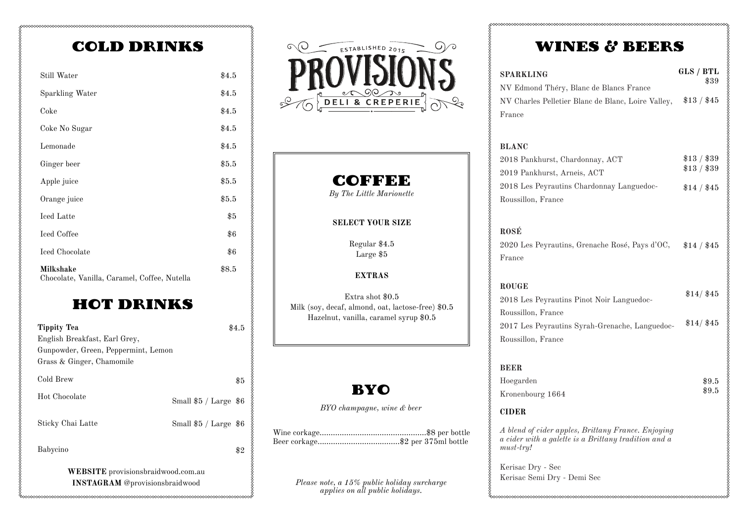# COLD DRINKS

| | |
|---|---|
| Still Water | $4.5 |
| Sparkling Water | $4.5 |
| Coke | $4.5 |
| Coke No Sugar | $4.5 |
| Lemonade | $4.5 |
| Ginger beer | $5.5 |
| Apple juice | $5.5 |
| Orange juice | $5.5 |
| Iced Latte | $5 |
| Iced Coffee | $6 |
| Iced Chocolate | $6 |
| **Milkshake** Chocolate, Vanilla, Caramel, Coffee, Nutella | $8.5 |

# HOT DRINKS

| | |
|---|---|
| **Tippity Tea** English Breakfast, Earl Grey, Gunpowder, Green, Peppermint, Lemon Grass & Ginger, Chamomile | $4.5 |
| Cold Brew | $5 |
| Hot Chocolate | Small $5 / Large $6 |
| Sticky Chai Latte | Small $5 / Large $6 |
| Babycino | $2 |

**WEBSITE** provisionsbraidwood.com.au
**INSTAGRAM** @provisionsbraidwood

ESTABLISHED 2015
PROVISIONS
DELI & CREPERIE

# COFFEE

*By The Little Marionette*

**SELECT YOUR SIZE**

Regular $4.5
Large $5

**EXTRAS**

Extra shot $0.5
Milk (soy, decaf, almond, oat, lactose-free) $0.5
Hazelnut, vanilla, caramel syrup $0.5

# BYO

*BYO champagne, wine & beer*

Wine corkage................................................$8 per bottle
Beer corkage.....................................$2 per 375ml bottle

*Please note, a 15% public holiday surcharge applies on all public holidays.*

# WINES & BEERS

| **SPARKLING** | **GLS / BTL** |
|---|---|
| NV Edmond Théry, Blanc de Blancs France | $39 |
| NV Charles Pelletier Blanc de Blanc, Loire Valley, France | $13 / $45 |

| **BLANC** | |
|---|---|
| 2018 Pankhurst, Chardonnay, ACT | $13 / $39 |
| 2019 Pankhurst, Arneis, ACT | $13 / $39 |
| 2018 Les Peyrautins Chardonnay Languedoc-Roussillon, France | $14 / $45 |

| **ROSÉ** | |
|---|---|
| 2020 Les Peyrautins, Grenache Rosé, Pays d'OC, France | $14 / $45 |

| **ROUGE** | |
|---|---|
| 2018 Les Peyrautins Pinot Noir Languedoc-Roussillon, France | $14/ $45 |
| 2017 Les Peyrautins Syrah-Grenache, Languedoc-Roussillon, France | $14/ $45 |

| **BEER** | |
|---|---|
| Hoegarden | $9.5 |
| Kronenbourg 1664 | $9.5 |

**CIDER**

*A blend of cider apples, Brittany France. Enjoying a cider with a galette is a Brittany tradition and a must-try!*

Kerisac Dry - Sec
Kerisac Semi Dry - Demi Sec